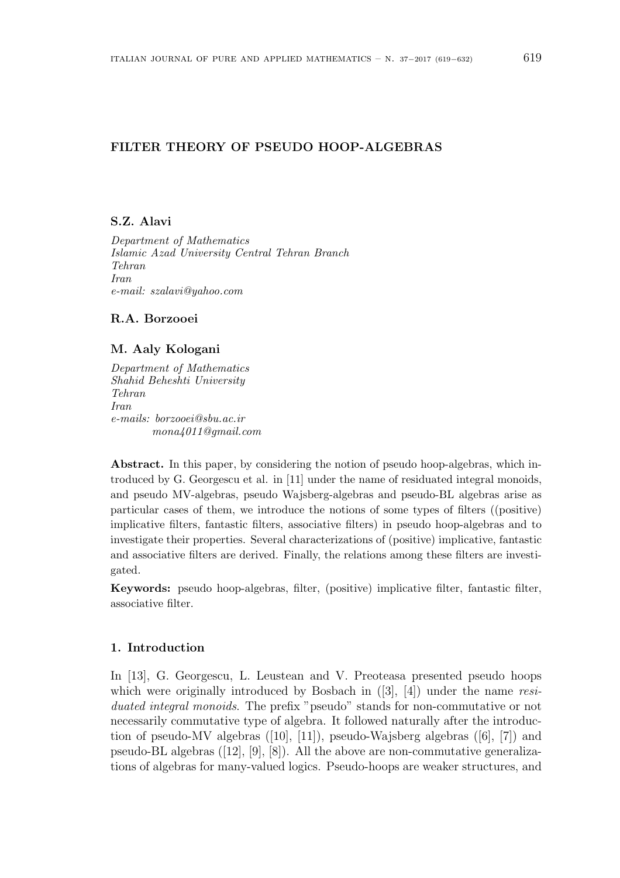# FILTER THEORY OF PSEUDO HOOP-ALGEBRAS

**S.Z. Alavi**

*Department of Mathematics*
*Islamic Azad University Central Tehran Branch*
*Tehran*
*Iran*
*e-mail: szalavi@yahoo.com*

**R.A. Borzooei**

**M. Aaly Kologani**

*Department of Mathematics*
*Shahid Beheshti University*
*Tehran*
*Iran*
*e-mails: borzooei@sbu.ac.ir*
*mona4011@gmail.com*

**Abstract.** In this paper, by considering the notion of pseudo hoop-algebras, which introduced by G. Georgescu et al. in [11] under the name of residuated integral monoids, and pseudo MV-algebras, pseudo Wajsberg-algebras and pseudo-BL algebras arise as particular cases of them, we introduce the notions of some types of filters ((positive) implicative filters, fantastic filters, associative filters) in pseudo hoop-algebras and to investigate their properties. Several characterizations of (positive) implicative, fantastic and associative filters are derived. Finally, the relations among these filters are investigated.

**Keywords:** pseudo hoop-algebras, filter, (positive) implicative filter, fantastic filter, associative filter.

## 1. Introduction

In [13], G. Georgescu, L. Leustean and V. Preoteasa presented pseudo hoops which were originally introduced by Bosbach in ([3], [4]) under the name *residuated integral monoids*. The prefix "pseudo" stands for non-commutative or not necessarily commutative type of algebra. It followed naturally after the introduction of pseudo-MV algebras ([10], [11]), pseudo-Wajsberg algebras ([6], [7]) and pseudo-BL algebras ([12], [9], [8]). All the above are non-commutative generalizations of algebras for many-valued logics. Pseudo-hoops are weaker structures, and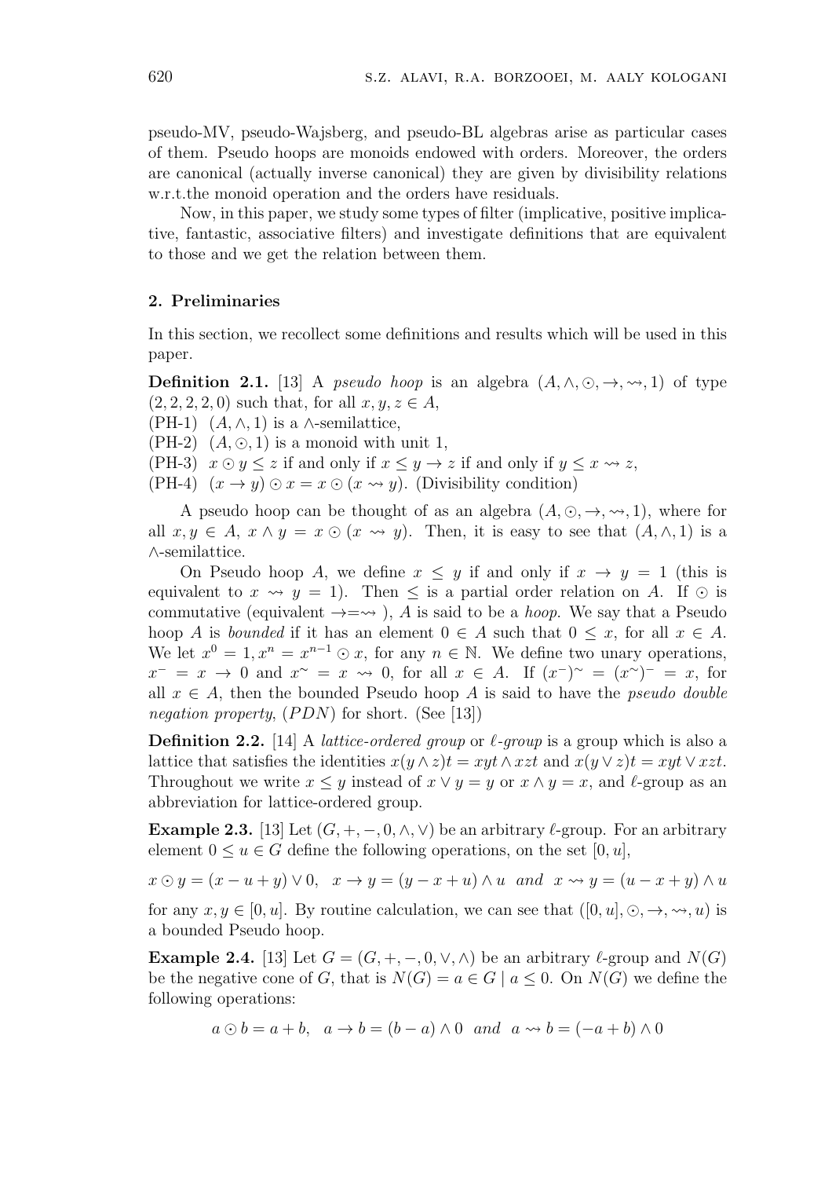pseudo-MV, pseudo-Wajsberg, and pseudo-BL algebras arise as particular cases of them. Pseudo hoops are monoids endowed with orders. Moreover, the orders are canonical (actually inverse canonical) they are given by divisibility relations w.r.t.the monoid operation and the orders have residuals.

Now, in this paper, we study some types of filter (implicative, positive implicative, fantastic, associative filters) and investigate definitions that are equivalent to those and we get the relation between them.

## 2. Preliminaries

In this section, we recollect some definitions and results which will be used in this paper.

**Definition 2.1.** [13] A *pseudo hoop* is an algebra $(A, \wedge, \odot, \rightarrow, \rightsquigarrow, 1)$ of type $(2, 2, 2, 2, 0)$ such that, for all $x, y, z \in A$,

(PH-1) $(A, \wedge, 1)$ is a $\wedge$-semilattice,

(PH-2) $(A, \odot, 1)$ is a monoid with unit 1,

(PH-3) $x \odot y \leq z$ if and only if $x \leq y \rightarrow z$ if and only if $y \leq x \rightsquigarrow z$,

(PH-4) $(x \rightarrow y) \odot x = x \odot (x \rightsquigarrow y)$. (Divisibility condition)

A pseudo hoop can be thought of as an algebra $(A, \odot, \rightarrow, \rightsquigarrow, 1)$, where for all $x, y \in A$, $x \wedge y = x \odot (x \rightsquigarrow y)$. Then, it is easy to see that $(A, \wedge, 1)$ is a $\wedge$-semilattice.

On Pseudo hoop $A$, we define $x \leq y$ if and only if $x \rightarrow y = 1$ (this is equivalent to $x \rightsquigarrow y = 1$). Then $\leq$ is a partial order relation on $A$. If $\odot$ is commutative (equivalent $\rightarrow = \rightsquigarrow$ ), $A$ is said to be a *hoop*. We say that a Pseudo hoop $A$ is *bounded* if it has an element $0 \in A$ such that $0 \leq x$, for all $x \in A$. We let $x^0 = 1, x^n = x^{n-1} \odot x$, for any $n \in \mathbb{N}$. We define two unary operations, $x^- = x \rightarrow 0$ and $x^\sim = x \rightsquigarrow 0$, for all $x \in A$. If $(x^-)^\sim = (x^\sim)^- = x$, for all $x \in A$, then the bounded Pseudo hoop $A$ is said to have the *pseudo double negation property*, $(PDN)$ for short. (See [13])

**Definition 2.2.** [14] A *lattice-ordered group* or *$\ell$-group* is a group which is also a lattice that satisfies the identities $x(y \wedge z)t = xyt \wedge xzt$ and $x(y \vee z)t = xyt \vee xzt$. Throughout we write $x \leq y$ instead of $x \vee y = y$ or $x \wedge y = x$, and $\ell$-group as an abbreviation for lattice-ordered group.

**Example 2.3.** [13] Let $(G, +, -, 0, \wedge, \vee)$ be an arbitrary $\ell$-group. For an arbitrary element $0 \leq u \in G$ define the following operations, on the set $[0, u]$,

$$x \odot y = (x - u + y) \vee 0, \quad x \rightarrow y = (y - x + u) \wedge u \quad and \quad x \rightsquigarrow y = (u - x + y) \wedge u$$

for any $x, y \in [0, u]$. By routine calculation, we can see that $([0, u], \odot, \rightarrow, \rightsquigarrow, u)$ is a bounded Pseudo hoop.

**Example 2.4.** [13] Let $G = (G, +, -, 0, \vee, \wedge)$ be an arbitrary $\ell$-group and $N(G)$ be the negative cone of $G$, that is $N(G) = a \in G \mid a \leq 0$. On $N(G)$ we define the following operations:

$$a \odot b = a + b, \quad a \rightarrow b = (b - a) \wedge 0 \quad and \quad a \rightsquigarrow b = (-a + b) \wedge 0$$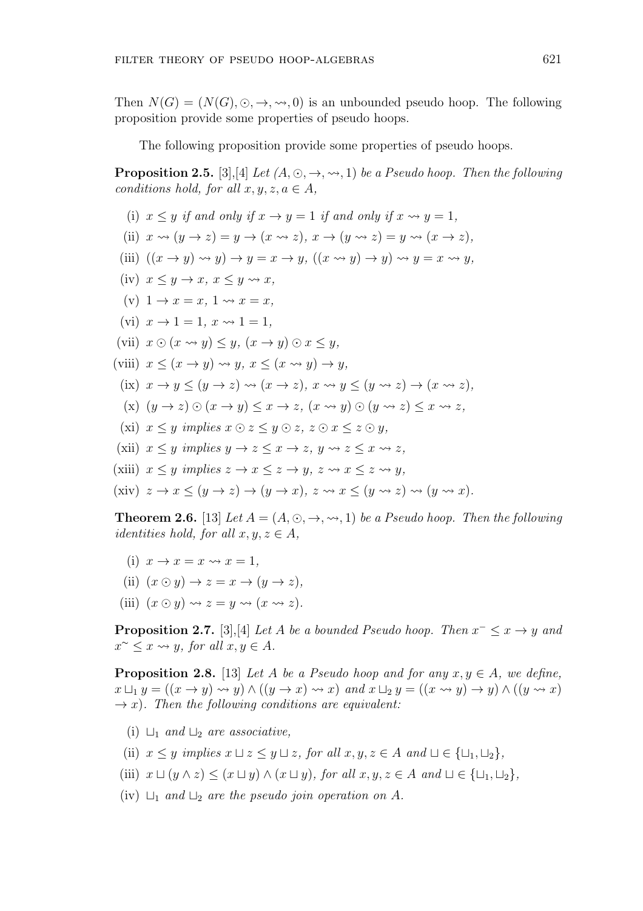Then $N(G) = (N(G), \odot, \to, \rightsquigarrow, 0)$ is an unbounded pseudo hoop. The following proposition provide some properties of pseudo hoops.

The following proposition provide some properties of pseudo hoops.

**Proposition 2.5.** [3],[4] *Let $(A, \odot, \to, \rightsquigarrow, 1)$ be a Pseudo hoop. Then the following conditions hold, for all $x, y, z, a \in A$,*

(i) $x \leq y$ *if and only if* $x \to y = 1$ *if and only if* $x \rightsquigarrow y = 1$,

(ii) $x \rightsquigarrow (y \to z) = y \to (x \rightsquigarrow z)$, $x \to (y \rightsquigarrow z) = y \rightsquigarrow (x \to z)$,

(iii) $((x \to y) \rightsquigarrow y) \to y = x \to y$, $((x \rightsquigarrow y) \to y) \rightsquigarrow y = x \rightsquigarrow y$,

(iv) $x \leq y \to x$, $x \leq y \rightsquigarrow x$,

(v) $1 \to x = x$, $1 \rightsquigarrow x = x$,

(vi) $x \to 1 = 1$, $x \rightsquigarrow 1 = 1$,

(vii) $x \odot (x \rightsquigarrow y) \leq y$, $(x \to y) \odot x \leq y$,

(viii) $x \leq (x \to y) \rightsquigarrow y$, $x \leq (x \rightsquigarrow y) \to y$,

(ix) $x \to y \leq (y \to z) \rightsquigarrow (x \to z)$, $x \rightsquigarrow y \leq (y \rightsquigarrow z) \to (x \rightsquigarrow z)$,

(x) $(y \to z) \odot (x \to y) \leq x \to z$, $(x \rightsquigarrow y) \odot (y \rightsquigarrow z) \leq x \rightsquigarrow z$,

(xi) $x \leq y$ *implies* $x \odot z \leq y \odot z$, $z \odot x \leq z \odot y$,

(xii) $x \leq y$ *implies* $y \to z \leq x \to z$, $y \rightsquigarrow z \leq x \rightsquigarrow z$,

(xiii) $x \leq y$ *implies* $z \to x \leq z \to y$, $z \rightsquigarrow x \leq z \rightsquigarrow y$,

(xiv) $z \to x \leq (y \to z) \to (y \to x)$, $z \rightsquigarrow x \leq (y \rightsquigarrow z) \rightsquigarrow (y \rightsquigarrow x)$.

**Theorem 2.6.** [13] *Let $A = (A, \odot, \to, \rightsquigarrow, 1)$ be a Pseudo hoop. Then the following identities hold, for all $x, y, z \in A$,*

(i) $x \to x = x \rightsquigarrow x = 1$,

(ii) $(x \odot y) \to z = x \to (y \to z)$,

(iii) $(x \odot y) \rightsquigarrow z = y \rightsquigarrow (x \rightsquigarrow z)$.

**Proposition 2.7.** [3],[4] *Let $A$ be a bounded Pseudo hoop. Then $x^- \leq x \to y$ and $x^\sim \leq x \rightsquigarrow y$, for all $x, y \in A$.*

**Proposition 2.8.** [13] *Let $A$ be a Pseudo hoop and for any $x, y \in A$, we define, $x \sqcup_1 y = ((x \to y) \rightsquigarrow y) \wedge ((y \to x) \rightsquigarrow x)$ and $x \sqcup_2 y = ((x \rightsquigarrow y) \to y) \wedge ((y \rightsquigarrow x) \to x)$. Then the following conditions are equivalent:*

(i) $\sqcup_1$ *and* $\sqcup_2$ *are associative,*

(ii) $x \leq y$ *implies* $x \sqcup z \leq y \sqcup z$, *for all* $x, y, z \in A$ *and* $\sqcup \in \{\sqcup_1, \sqcup_2\}$,

(iii) $x \sqcup (y \wedge z) \leq (x \sqcup y) \wedge (x \sqcup y)$, *for all* $x, y, z \in A$ *and* $\sqcup \in \{\sqcup_1, \sqcup_2\}$,

(iv) $\sqcup_1$ *and* $\sqcup_2$ *are the pseudo join operation on* $A$.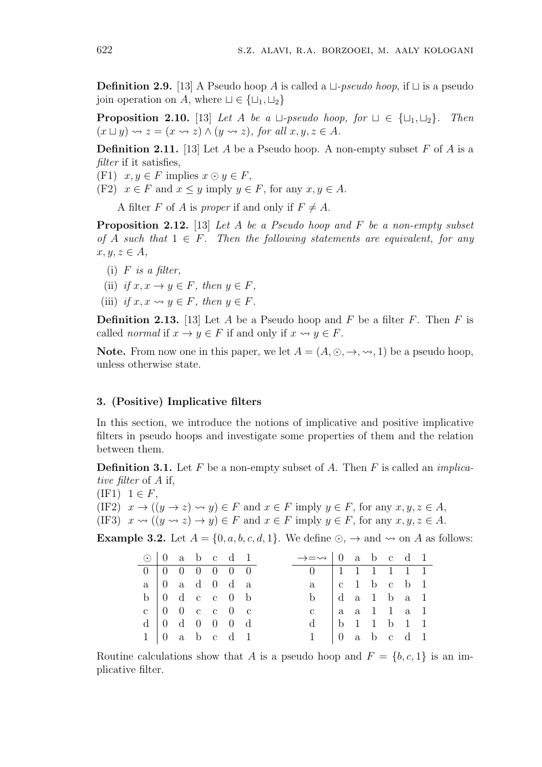**Definition 2.9.** [13] A Pseudo hoop $A$ is called a $\sqcup$*-pseudo hoop*, if $\sqcup$ is a pseudo join operation on $A$, where $\sqcup \in \{\sqcup_1, \sqcup_2\}$

**Proposition 2.10.** [13] *Let $A$ be a $\sqcup$-pseudo hoop, for $\sqcup \in \{\sqcup_1, \sqcup_2\}$. Then $(x \sqcup y) \rightsquigarrow z = (x \rightsquigarrow z) \wedge (y \rightsquigarrow z)$, for all $x, y, z \in A$.*

**Definition 2.11.** [13] Let $A$ be a Pseudo hoop. A non-empty subset $F$ of $A$ is a *filter* if it satisfies,

(F1) $x, y \in F$ implies $x \odot y \in F$,

(F2) $x \in F$ and $x \leq y$ imply $y \in F$, for any $x, y \in A$.

A filter $F$ of $A$ is *proper* if and only if $F \neq A$.

**Proposition 2.12.** [13] *Let $A$ be a Pseudo hoop and $F$ be a non-empty subset of $A$ such that $1 \in F$. Then the following statements are equivalent, for any $x, y, z \in A$,*

(i) *$F$ is a filter,*

(ii) *if $x, x \to y \in F$, then $y \in F$,*

(iii) *if $x, x \rightsquigarrow y \in F$, then $y \in F$.*

**Definition 2.13.** [13] Let $A$ be a Pseudo hoop and $F$ be a filter $F$. Then $F$ is called *normal* if $x \to y \in F$ if and only if $x \rightsquigarrow y \in F$.

**Note.** From now one in this paper, we let $A = (A, \odot, \to, \rightsquigarrow, 1)$ be a pseudo hoop, unless otherwise state.

## 3. (Positive) Implicative filters

In this section, we introduce the notions of implicative and positive implicative filters in pseudo hoops and investigate some properties of them and the relation between them.

**Definition 3.1.** Let $F$ be a non-empty subset of $A$. Then $F$ is called an *implicative filter* of $A$ if,

(IF1) $1 \in F$,

(IF2) $x \to ((y \to z) \rightsquigarrow y) \in F$ and $x \in F$ imply $y \in F$, for any $x, y, z \in A$,

(IF3) $x \rightsquigarrow ((y \rightsquigarrow z) \to y) \in F$ and $x \in F$ imply $y \in F$, for any $x, y, z \in A$.

**Example 3.2.** Let $A = \{0, a, b, c, d, 1\}$. We define $\odot$, $\to$ and $\rightsquigarrow$ on $A$ as follows:

| $\odot$ | 0 | a | b | c | d | 1 |
|---|---|---|---|---|---|---|
| 0 | 0 | 0 | 0 | 0 | 0 | 0 |
| a | 0 | a | d | 0 | d | a |
| b | 0 | d | c | c | 0 | b |
| c | 0 | 0 | c | c | 0 | c |
| d | 0 | d | 0 | 0 | 0 | d |
| 1 | 0 | a | b | c | d | 1 |

| $\to = \rightsquigarrow$ | 0 | a | b | c | d | 1 |
|---|---|---|---|---|---|---|
| 0 | 1 | 1 | 1 | 1 | 1 | 1 |
| a | c | 1 | b | c | b | 1 |
| b | d | a | 1 | b | a | 1 |
| c | a | a | 1 | 1 | a | 1 |
| d | b | 1 | 1 | b | 1 | 1 |
| 1 | 0 | a | b | c | d | 1 |

Routine calculations show that $A$ is a pseudo hoop and $F = \{b, c, 1\}$ is an implicative filter.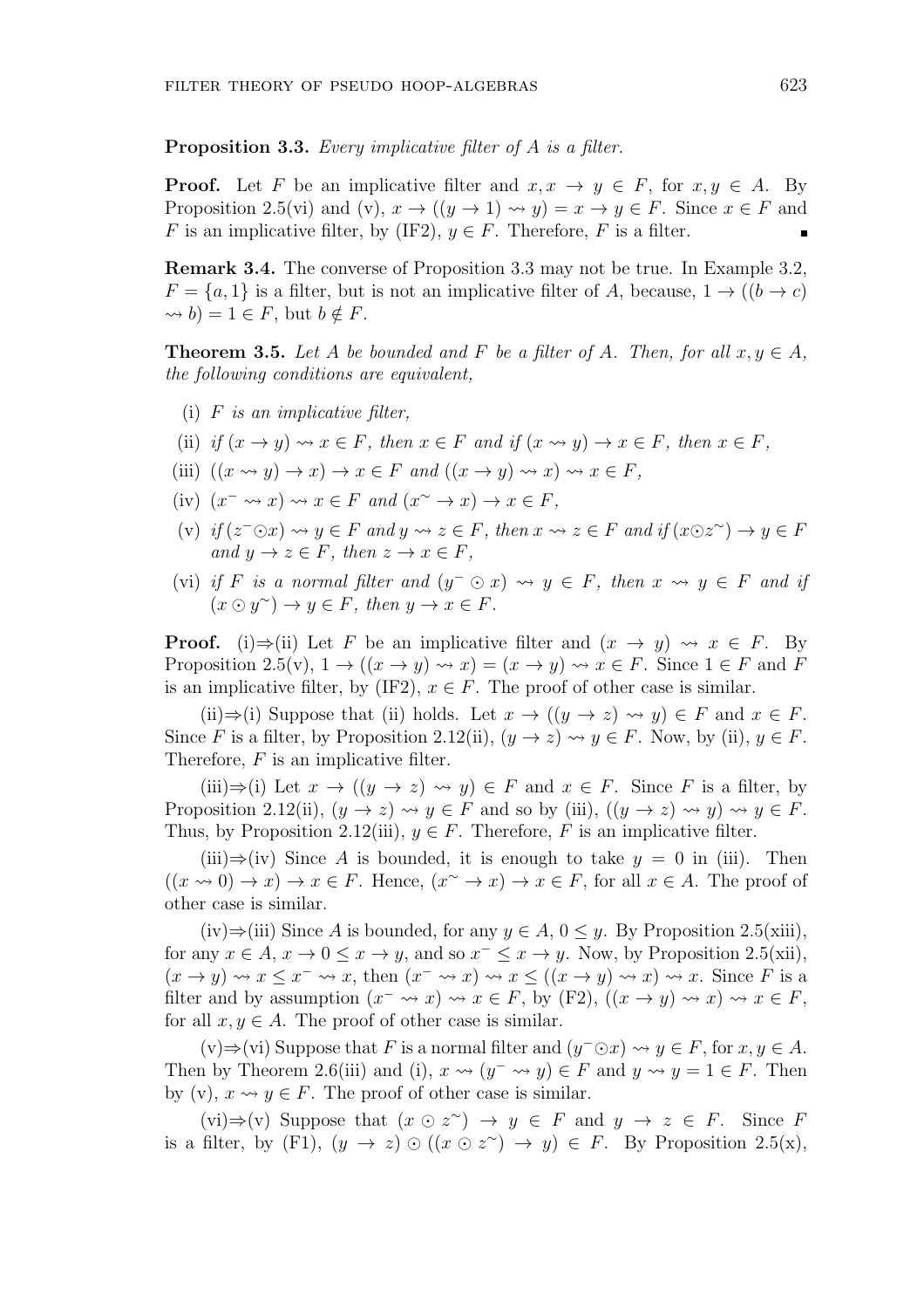**Proposition 3.3.** *Every implicative filter of A is a filter.*

**Proof.** Let $F$ be an implicative filter and $x, x \to y \in F$, for $x, y \in A$. By Proposition 2.5(vi) and (v), $x \to ((y \to 1) \rightsquigarrow y) = x \to y \in F$. Since $x \in F$ and $F$ is an implicative filter, by (IF2), $y \in F$. Therefore, $F$ is a filter. ∎

**Remark 3.4.** The converse of Proposition 3.3 may not be true. In Example 3.2, $F = \{a, 1\}$ is a filter, but is not an implicative filter of $A$, because, $1 \to ((b \to c) \rightsquigarrow b) = 1 \in F$, but $b \notin F$.

**Theorem 3.5.** *Let A be bounded and F be a filter of A. Then, for all $x, y \in A$, the following conditions are equivalent,*

- (i) *$F$ is an implicative filter,*
- (ii) *if $(x \to y) \rightsquigarrow x \in F$, then $x \in F$ and if $(x \rightsquigarrow y) \to x \in F$, then $x \in F$,*
- (iii) *$((x \rightsquigarrow y) \to x) \to x \in F$ and $((x \to y) \rightsquigarrow x) \rightsquigarrow x \in F$,*
- (iv) *$(x^- \rightsquigarrow x) \rightsquigarrow x \in F$ and $(x^\sim \to x) \to x \in F$,*
- (v) *if $(z^- \odot x) \rightsquigarrow y \in F$ and $y \rightsquigarrow z \in F$, then $x \rightsquigarrow z \in F$ and if $(x \odot z^\sim) \to y \in F$ and $y \to z \in F$, then $z \to x \in F$,*
- (vi) *if $F$ is a normal filter and $(y^- \odot x) \rightsquigarrow y \in F$, then $x \rightsquigarrow y \in F$ and if $(x \odot y^\sim) \to y \in F$, then $y \to x \in F$.*

**Proof.** (i)⇒(ii) Let $F$ be an implicative filter and $(x \to y) \rightsquigarrow x \in F$. By Proposition 2.5(v), $1 \to ((x \to y) \rightsquigarrow x) = (x \to y) \rightsquigarrow x \in F$. Since $1 \in F$ and $F$ is an implicative filter, by (IF2), $x \in F$. The proof of other case is similar.

(ii)⇒(i) Suppose that (ii) holds. Let $x \to ((y \to z) \rightsquigarrow y) \in F$ and $x \in F$. Since $F$ is a filter, by Proposition 2.12(ii), $(y \to z) \rightsquigarrow y \in F$. Now, by (ii), $y \in F$. Therefore, $F$ is an implicative filter.

(iii)⇒(i) Let $x \to ((y \to z) \rightsquigarrow y) \in F$ and $x \in F$. Since $F$ is a filter, by Proposition 2.12(ii), $(y \to z) \rightsquigarrow y \in F$ and so by (iii), $((y \to z) \rightsquigarrow y) \rightsquigarrow y \in F$. Thus, by Proposition 2.12(iii), $y \in F$. Therefore, $F$ is an implicative filter.

(iii)⇒(iv) Since $A$ is bounded, it is enough to take $y = 0$ in (iii). Then $((x \rightsquigarrow 0) \to x) \to x \in F$. Hence, $(x^\sim \to x) \to x \in F$, for all $x \in A$. The proof of other case is similar.

(iv)⇒(iii) Since $A$ is bounded, for any $y \in A$, $0 \leq y$. By Proposition 2.5(xiii), for any $x \in A$, $x \to 0 \leq x \to y$, and so $x^- \leq x \to y$. Now, by Proposition 2.5(xii), $(x \to y) \rightsquigarrow x \leq x^- \rightsquigarrow x$, then $(x^- \rightsquigarrow x) \rightsquigarrow x \leq ((x \to y) \rightsquigarrow x) \rightsquigarrow x$. Since $F$ is a filter and by assumption $(x^- \rightsquigarrow x) \rightsquigarrow x \in F$, by (F2), $((x \to y) \rightsquigarrow x) \rightsquigarrow x \in F$, for all $x, y \in A$. The proof of other case is similar.

(v)⇒(vi) Suppose that $F$ is a normal filter and $(y^- \odot x) \rightsquigarrow y \in F$, for $x, y \in A$. Then by Theorem 2.6(iii) and (i), $x \rightsquigarrow (y^- \rightsquigarrow y) \in F$ and $y \rightsquigarrow y = 1 \in F$. Then by (v), $x \rightsquigarrow y \in F$. The proof of other case is similar.

(vi)⇒(v) Suppose that $(x \odot z^\sim) \to y \in F$ and $y \to z \in F$. Since $F$ is a filter, by (F1), $(y \to z) \odot ((x \odot z^\sim) \to y) \in F$. By Proposition 2.5(x),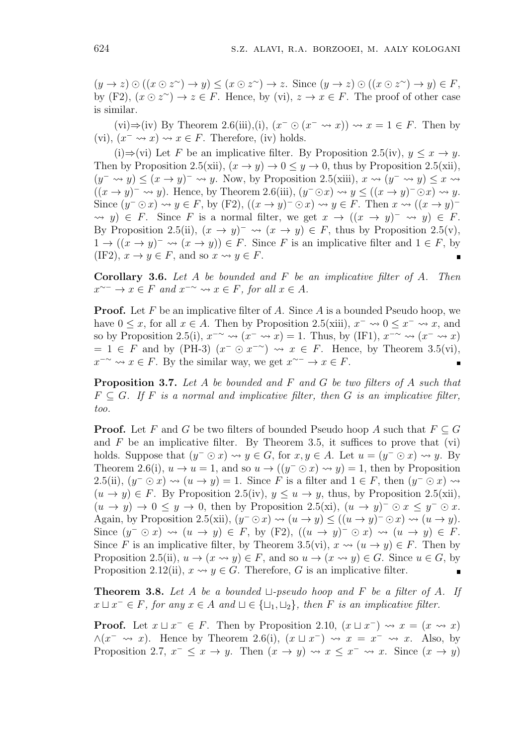$(y \to z) \odot ((x \odot z^{\sim}) \to y) \leq (x \odot z^{\sim}) \to z$. Since $(y \to z) \odot ((x \odot z^{\sim}) \to y) \in F$, by (F2), $(x \odot z^{\sim}) \to z \in F$. Hence, by (vi), $z \to x \in F$. The proof of other case is similar.

(vi)⇒(iv) By Theorem 2.6(iii),(i), $(x^{-} \odot (x^{-} \rightsquigarrow x)) \rightsquigarrow x = 1 \in F$. Then by (vi), $(x^{-} \rightsquigarrow x) \rightsquigarrow x \in F$. Therefore, (iv) holds.

(i)⇒(vi) Let $F$ be an implicative filter. By Proposition 2.5(iv), $y \leq x \to y$. Then by Proposition 2.5(xii), $(x \to y) \to 0 \leq y \to 0$, thus by Proposition 2.5(xii), $(y^{-} \rightsquigarrow y) \leq (x \to y)^{-} \rightsquigarrow y$. Now, by Proposition 2.5(xiii), $x \rightsquigarrow (y^{-} \rightsquigarrow y) \leq x \rightsquigarrow ((x \to y)^{-} \rightsquigarrow y)$. Hence, by Theorem 2.6(iii), $(y^{-} \odot x) \rightsquigarrow y \leq ((x \to y)^{-} \odot x) \rightsquigarrow y$. Since $(y^{-} \odot x) \rightsquigarrow y \in F$, by (F2), $((x \to y)^{-} \odot x) \rightsquigarrow y \in F$. Then $x \rightsquigarrow ((x \to y)^{-} \rightsquigarrow y) \in F$. Since $F$ is a normal filter, we get $x \to ((x \to y)^{-} \rightsquigarrow y) \in F$. By Proposition 2.5(ii), $(x \to y)^{-} \rightsquigarrow (x \to y) \in F$, thus by Proposition 2.5(v), $1 \to ((x \to y)^{-} \rightsquigarrow (x \to y)) \in F$. Since $F$ is an implicative filter and $1 \in F$, by (IF2), $x \to y \in F$, and so $x \rightsquigarrow y \in F$. ∎

**Corollary 3.6.** *Let $A$ be bounded and $F$ be an implicative filter of $A$. Then $x^{\sim -} \to x \in F$ and $x^{- \sim} \rightsquigarrow x \in F$, for all $x \in A$.*

**Proof.** Let $F$ be an implicative filter of $A$. Since $A$ is a bounded Pseudo hoop, we have $0 \leq x$, for all $x \in A$. Then by Proposition 2.5(xiii), $x^{-} \rightsquigarrow 0 \leq x^{-} \rightsquigarrow x$, and so by Proposition 2.5(i), $x^{- \sim} \rightsquigarrow (x^{-} \rightsquigarrow x) = 1$. Thus, by (IF1), $x^{- \sim} \rightsquigarrow (x^{-} \rightsquigarrow x) = 1 \in F$ and by (PH-3) $(x^{-} \odot x^{- \sim}) \rightsquigarrow x \in F$. Hence, by Theorem 3.5(vi), $x^{- \sim} \rightsquigarrow x \in F$. By the similar way, we get $x^{\sim -} \to x \in F$. ∎

**Proposition 3.7.** *Let $A$ be bounded and $F$ and $G$ be two filters of $A$ such that $F \subseteq G$. If $F$ is a normal and implicative filter, then $G$ is an implicative filter, too.*

**Proof.** Let $F$ and $G$ be two filters of bounded Pseudo hoop $A$ such that $F \subseteq G$ and $F$ be an implicative filter. By Theorem 3.5, it suffices to prove that (vi) holds. Suppose that $(y^{-} \odot x) \rightsquigarrow y \in G$, for $x, y \in A$. Let $u = (y^{-} \odot x) \rightsquigarrow y$. By Theorem 2.6(i), $u \to u = 1$, and so $u \to ((y^{-} \odot x) \rightsquigarrow y) = 1$, then by Proposition 2.5(ii), $(y^{-} \odot x) \rightsquigarrow (u \to y) = 1$. Since $F$ is a filter and $1 \in F$, then $(y^{-} \odot x) \rightsquigarrow (u \to y) \in F$. By Proposition 2.5(iv), $y \leq u \to y$, thus, by Proposition 2.5(xii), $(u \to y) \to 0 \leq y \to 0$, then by Proposition 2.5(xi), $(u \to y)^{-} \odot x \leq y^{-} \odot x$. Again, by Proposition 2.5(xii), $(y^{-} \odot x) \rightsquigarrow (u \to y) \leq ((u \to y)^{-} \odot x) \rightsquigarrow (u \to y)$. Since $(y^{-} \odot x) \rightsquigarrow (u \to y) \in F$, by (F2), $((u \to y)^{-} \odot x) \rightsquigarrow (u \to y) \in F$. Since $F$ is an implicative filter, by Theorem 3.5(vi), $x \rightsquigarrow (u \to y) \in F$. Then by Proposition 2.5(ii), $u \to (x \rightsquigarrow y) \in F$, and so $u \to (x \rightsquigarrow y) \in G$. Since $u \in G$, by Proposition 2.12(ii), $x \rightsquigarrow y \in G$. Therefore, $G$ is an implicative filter. ∎

**Theorem 3.8.** *Let $A$ be a bounded $\sqcup$-pseudo hoop and $F$ be a filter of $A$. If $x \sqcup x^{-} \in F$, for any $x \in A$ and $\sqcup \in \{\sqcup_1, \sqcup_2\}$, then $F$ is an implicative filter.*

**Proof.** Let $x \sqcup x^{-} \in F$. Then by Proposition 2.10, $(x \sqcup x^{-}) \rightsquigarrow x = (x \rightsquigarrow x) \wedge (x^{-} \rightsquigarrow x)$. Hence by Theorem 2.6(i), $(x \sqcup x^{-}) \rightsquigarrow x = x^{-} \rightsquigarrow x$. Also, by Proposition 2.7, $x^{-} \leq x \to y$. Then $(x \to y) \rightsquigarrow x \leq x^{-} \rightsquigarrow x$. Since $(x \to y)$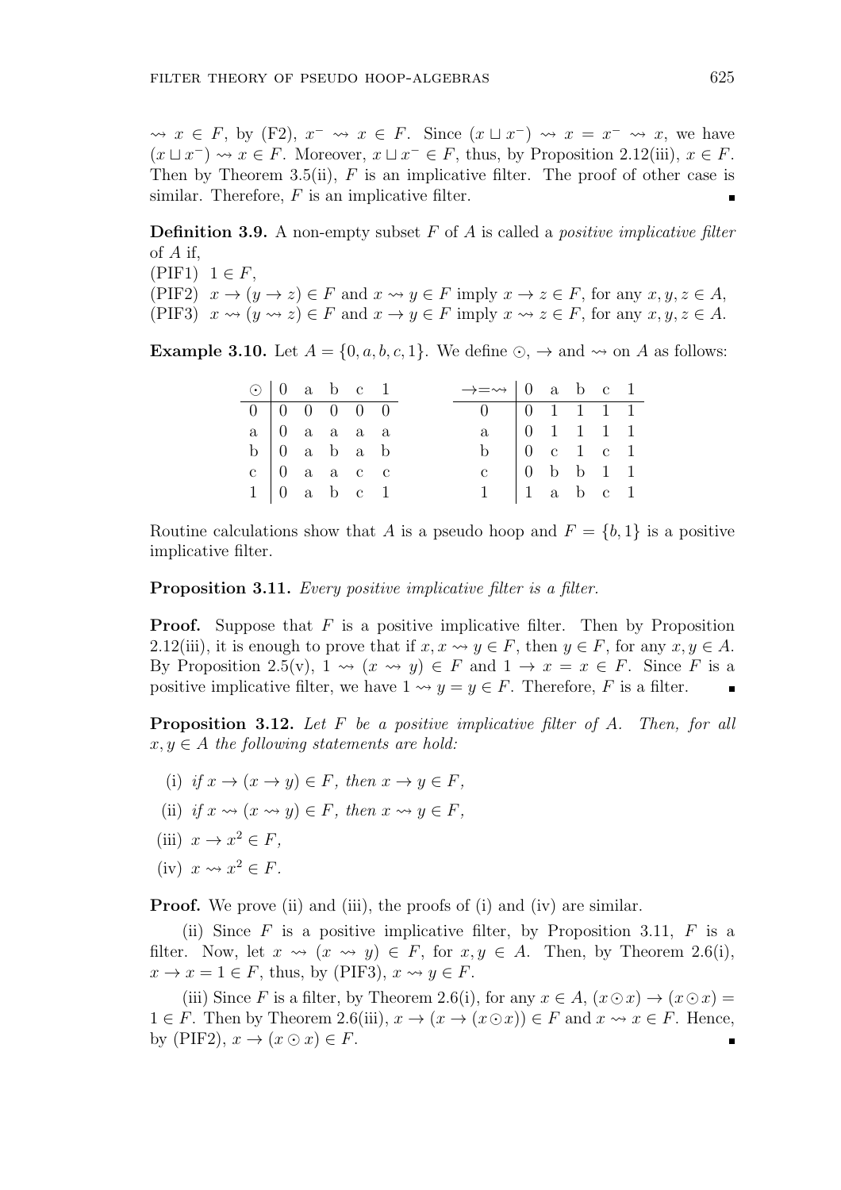$\rightsquigarrow x \in F$, by (F2), $x^- \rightsquigarrow x \in F$. Since $(x \sqcup x^-) \rightsquigarrow x = x^- \rightsquigarrow x$, we have $(x \sqcup x^-) \rightsquigarrow x \in F$. Moreover, $x \sqcup x^- \in F$, thus, by Proposition 2.12(iii), $x \in F$. Then by Theorem 3.5(ii), $F$ is an implicative filter. The proof of other case is similar. Therefore, $F$ is an implicative filter. ∎

**Definition 3.9.** A non-empty subset $F$ of $A$ is called a *positive implicative filter* of $A$ if,

(PIF1) $1 \in F$,
(PIF2) $x \to (y \to z) \in F$ and $x \rightsquigarrow y \in F$ imply $x \to z \in F$, for any $x, y, z \in A$,
(PIF3) $x \rightsquigarrow (y \rightsquigarrow z) \in F$ and $x \to y \in F$ imply $x \rightsquigarrow z \in F$, for any $x, y, z \in A$.

**Example 3.10.** Let $A = \{0, a, b, c, 1\}$. We define $\odot$, $\to$ and $\rightsquigarrow$ on $A$ as follows:

| $\odot$ | 0 | a | b | c | 1 |
|---|---|---|---|---|---|
| 0 | 0 | 0 | 0 | 0 | 0 |
| a | 0 | a | a | a | a |
| b | 0 | a | b | a | b |
| c | 0 | a | a | c | c |
| 1 | 0 | a | b | c | 1 |

| $\to = \rightsquigarrow$ | 0 | a | b | c | 1 |
|---|---|---|---|---|---|
| 0 | 0 | 1 | 1 | 1 | 1 |
| a | 0 | 1 | 1 | 1 | 1 |
| b | 0 | c | 1 | c | 1 |
| c | 0 | b | b | 1 | 1 |
| 1 | 1 | a | b | c | 1 |

Routine calculations show that $A$ is a pseudo hoop and $F = \{b, 1\}$ is a positive implicative filter.

**Proposition 3.11.** *Every positive implicative filter is a filter.*

**Proof.** Suppose that $F$ is a positive implicative filter. Then by Proposition 2.12(iii), it is enough to prove that if $x, x \rightsquigarrow y \in F$, then $y \in F$, for any $x, y \in A$. By Proposition 2.5(v), $1 \rightsquigarrow (x \rightsquigarrow y) \in F$ and $1 \to x = x \in F$. Since $F$ is a positive implicative filter, we have $1 \rightsquigarrow y = y \in F$. Therefore, $F$ is a filter. ∎

**Proposition 3.12.** *Let $F$ be a positive implicative filter of $A$. Then, for all $x, y \in A$ the following statements are hold:*

(i) *if $x \to (x \to y) \in F$, then $x \to y \in F$,*

(ii) *if $x \rightsquigarrow (x \rightsquigarrow y) \in F$, then $x \rightsquigarrow y \in F$,*

(iii) *$x \to x^2 \in F$,*

(iv) *$x \rightsquigarrow x^2 \in F$.*

**Proof.** We prove (ii) and (iii), the proofs of (i) and (iv) are similar.

(ii) Since $F$ is a positive implicative filter, by Proposition 3.11, $F$ is a filter. Now, let $x \rightsquigarrow (x \rightsquigarrow y) \in F$, for $x, y \in A$. Then, by Theorem 2.6(i), $x \to x = 1 \in F$, thus, by (PIF3), $x \rightsquigarrow y \in F$.

(iii) Since $F$ is a filter, by Theorem 2.6(i), for any $x \in A$, $(x \odot x) \to (x \odot x) = 1 \in F$. Then by Theorem 2.6(iii), $x \to (x \to (x \odot x)) \in F$ and $x \rightsquigarrow x \in F$. Hence, by (PIF2), $x \to (x \odot x) \in F$. ∎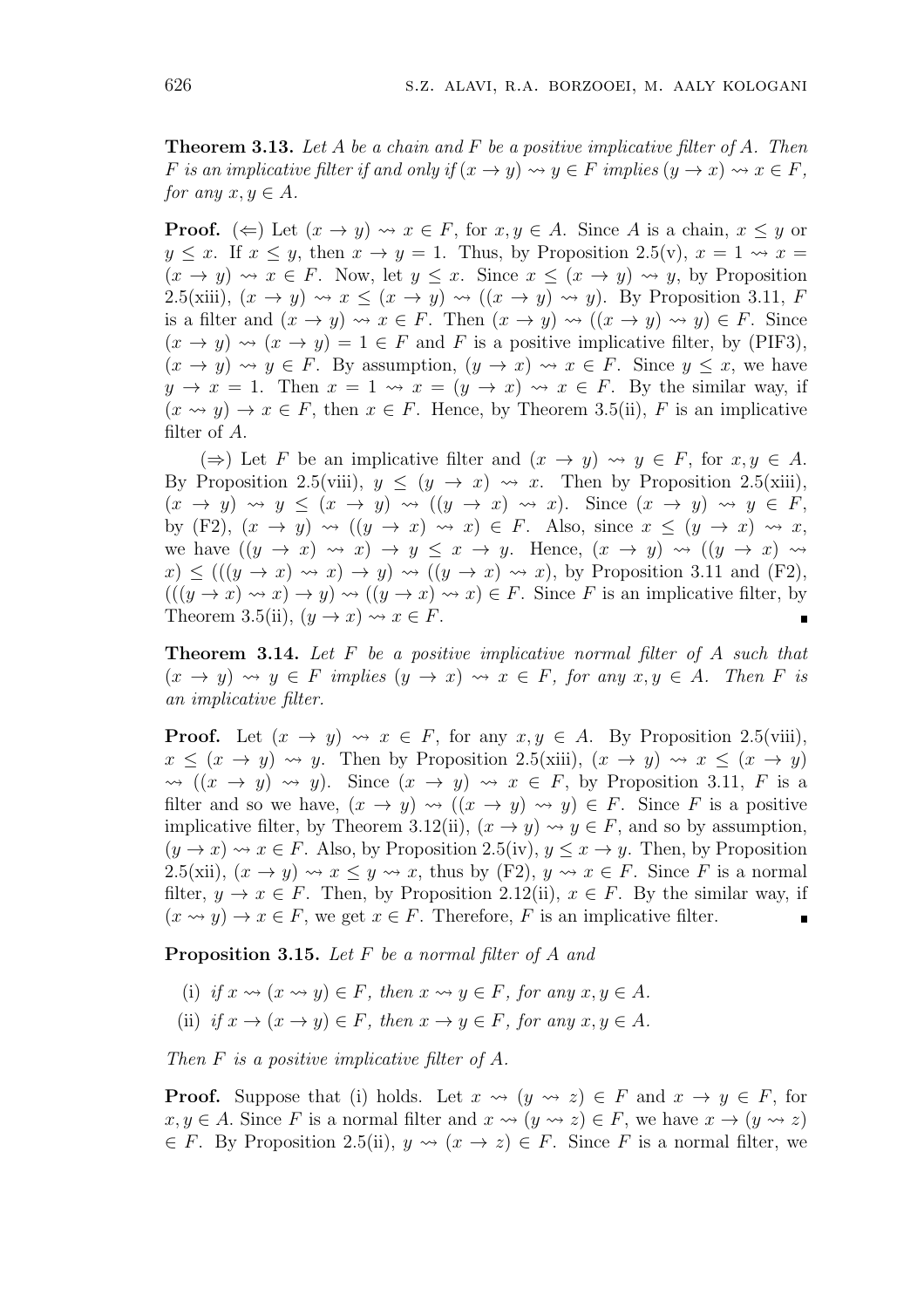**Theorem 3.13.** *Let $A$ be a chain and $F$ be a positive implicative filter of $A$. Then $F$ is an implicative filter if and only if $(x \to y) \rightsquigarrow y \in F$ implies $(y \to x) \rightsquigarrow x \in F$, for any $x, y \in A$.*

**Proof.** ($\Leftarrow$) Let $(x \to y) \rightsquigarrow x \in F$, for $x, y \in A$. Since $A$ is a chain, $x \leq y$ or $y \leq x$. If $x \leq y$, then $x \to y = 1$. Thus, by Proposition 2.5(v), $x = 1 \rightsquigarrow x = (x \to y) \rightsquigarrow x \in F$. Now, let $y \leq x$. Since $x \leq (x \to y) \rightsquigarrow y$, by Proposition 2.5(xiii), $(x \to y) \rightsquigarrow x \leq (x \to y) \rightsquigarrow ((x \to y) \rightsquigarrow y)$. By Proposition 3.11, $F$ is a filter and $(x \to y) \rightsquigarrow x \in F$. Then $(x \to y) \rightsquigarrow ((x \to y) \rightsquigarrow y) \in F$. Since $(x \to y) \rightsquigarrow (x \to y) = 1 \in F$ and $F$ is a positive implicative filter, by (PIF3), $(x \to y) \rightsquigarrow y \in F$. By assumption, $(y \to x) \rightsquigarrow x \in F$. Since $y \leq x$, we have $y \to x = 1$. Then $x = 1 \rightsquigarrow x = (y \to x) \rightsquigarrow x \in F$. By the similar way, if $(x \rightsquigarrow y) \to x \in F$, then $x \in F$. Hence, by Theorem 3.5(ii), $F$ is an implicative filter of $A$.

($\Rightarrow$) Let $F$ be an implicative filter and $(x \to y) \rightsquigarrow y \in F$, for $x, y \in A$. By Proposition 2.5(viii), $y \leq (y \to x) \rightsquigarrow x$. Then by Proposition 2.5(xiii), $(x \to y) \rightsquigarrow y \leq (x \to y) \rightsquigarrow ((y \to x) \rightsquigarrow x)$. Since $(x \to y) \rightsquigarrow y \in F$, by (F2), $(x \to y) \rightsquigarrow ((y \to x) \rightsquigarrow x) \in F$. Also, since $x \leq (y \to x) \rightsquigarrow x$, we have $((y \to x) \rightsquigarrow x) \to y \leq x \to y$. Hence, $(x \to y) \rightsquigarrow ((y \to x) \rightsquigarrow x) \leq (((y \to x) \rightsquigarrow x) \to y) \rightsquigarrow ((y \to x) \rightsquigarrow x)$, by Proposition 3.11 and (F2), $(((y \to x) \rightsquigarrow x) \to y) \rightsquigarrow ((y \to x) \rightsquigarrow x) \in F$. Since $F$ is an implicative filter, by Theorem 3.5(ii), $(y \to x) \rightsquigarrow x \in F$. ∎

**Theorem 3.14.** *Let $F$ be a positive implicative normal filter of $A$ such that $(x \to y) \rightsquigarrow y \in F$ implies $(y \to x) \rightsquigarrow x \in F$, for any $x, y \in A$. Then $F$ is an implicative filter.*

**Proof.** Let $(x \to y) \rightsquigarrow x \in F$, for any $x, y \in A$. By Proposition 2.5(viii), $x \leq (x \to y) \rightsquigarrow y$. Then by Proposition 2.5(xiii), $(x \to y) \rightsquigarrow x \leq (x \to y) \rightsquigarrow ((x \to y) \rightsquigarrow y)$. Since $(x \to y) \rightsquigarrow x \in F$, by Proposition 3.11, $F$ is a filter and so we have, $(x \to y) \rightsquigarrow ((x \to y) \rightsquigarrow y) \in F$. Since $F$ is a positive implicative filter, by Theorem 3.12(ii), $(x \to y) \rightsquigarrow y \in F$, and so by assumption, $(y \to x) \rightsquigarrow x \in F$. Also, by Proposition 2.5(iv), $y \leq x \to y$. Then, by Proposition 2.5(xii), $(x \to y) \rightsquigarrow x \leq y \rightsquigarrow x$, thus by (F2), $y \rightsquigarrow x \in F$. Since $F$ is a normal filter, $y \to x \in F$. Then, by Proposition 2.12(ii), $x \in F$. By the similar way, if $(x \rightsquigarrow y) \to x \in F$, we get $x \in F$. Therefore, $F$ is an implicative filter. ∎

**Proposition 3.15.** *Let $F$ be a normal filter of $A$ and*

- (i) *if $x \rightsquigarrow (x \rightsquigarrow y) \in F$, then $x \rightsquigarrow y \in F$, for any $x, y \in A$.*
- (ii) *if $x \to (x \to y) \in F$, then $x \to y \in F$, for any $x, y \in A$.*

*Then $F$ is a positive implicative filter of $A$.*

**Proof.** Suppose that (i) holds. Let $x \rightsquigarrow (y \rightsquigarrow z) \in F$ and $x \to y \in F$, for $x, y \in A$. Since $F$ is a normal filter and $x \rightsquigarrow (y \rightsquigarrow z) \in F$, we have $x \to (y \rightsquigarrow z) \in F$. By Proposition 2.5(ii), $y \rightsquigarrow (x \to z) \in F$. Since $F$ is a normal filter, we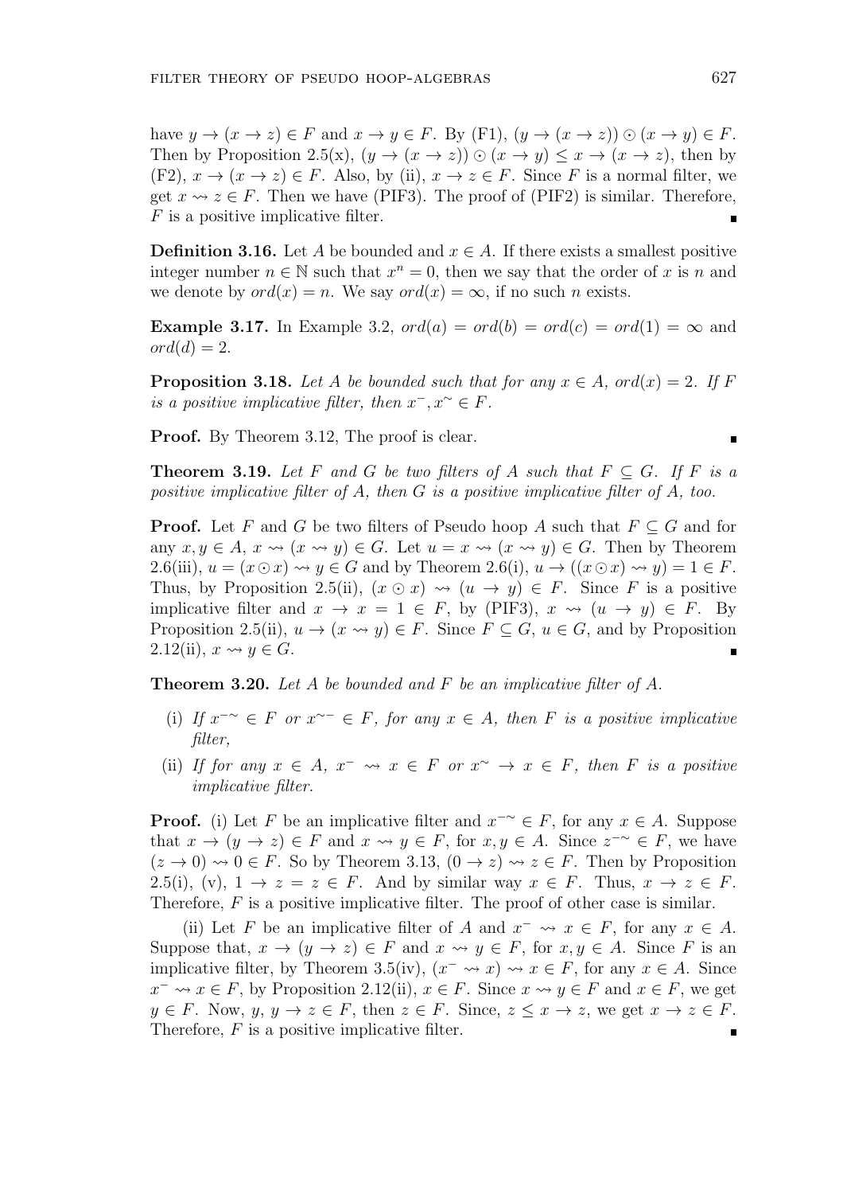have $y \to (x \to z) \in F$ and $x \to y \in F$. By (F1), $(y \to (x \to z)) \odot (x \to y) \in F$. Then by Proposition 2.5(x), $(y \to (x \to z)) \odot (x \to y) \leq x \to (x \to z)$, then by (F2), $x \to (x \to z) \in F$. Also, by (ii), $x \to z \in F$. Since $F$ is a normal filter, we get $x \rightsquigarrow z \in F$. Then we have (PIF3). The proof of (PIF2) is similar. Therefore, $F$ is a positive implicative filter. ∎

**Definition 3.16.** Let $A$ be bounded and $x \in A$. If there exists a smallest positive integer number $n \in \mathbb{N}$ such that $x^n = 0$, then we say that the order of $x$ is $n$ and we denote by $ord(x) = n$. We say $ord(x) = \infty$, if no such $n$ exists.

**Example 3.17.** In Example 3.2, $ord(a) = ord(b) = ord(c) = ord(1) = \infty$ and $ord(d) = 2$.

**Proposition 3.18.** *Let $A$ be bounded such that for any $x \in A$, $ord(x) = 2$. If $F$ is a positive implicative filter, then $x^-, x^\sim \in F$.*

**Proof.** By Theorem 3.12, The proof is clear. ∎

**Theorem 3.19.** *Let $F$ and $G$ be two filters of $A$ such that $F \subseteq G$. If $F$ is a positive implicative filter of $A$, then $G$ is a positive implicative filter of $A$, too.*

**Proof.** Let $F$ and $G$ be two filters of Pseudo hoop $A$ such that $F \subseteq G$ and for any $x, y \in A$, $x \rightsquigarrow (x \rightsquigarrow y) \in G$. Let $u = x \rightsquigarrow (x \rightsquigarrow y) \in G$. Then by Theorem 2.6(iii), $u = (x \odot x) \rightsquigarrow y \in G$ and by Theorem 2.6(i), $u \to ((x \odot x) \rightsquigarrow y) = 1 \in F$. Thus, by Proposition 2.5(ii), $(x \odot x) \rightsquigarrow (u \to y) \in F$. Since $F$ is a positive implicative filter and $x \to x = 1 \in F$, by (PIF3), $x \rightsquigarrow (u \to y) \in F$. By Proposition 2.5(ii), $u \to (x \rightsquigarrow y) \in F$. Since $F \subseteq G$, $u \in G$, and by Proposition 2.12(ii), $x \rightsquigarrow y \in G$. ∎

**Theorem 3.20.** *Let $A$ be bounded and $F$ be an implicative filter of $A$.*

(i) *If $x^{-\sim} \in F$ or $x^{\sim-} \in F$, for any $x \in A$, then $F$ is a positive implicative filter,*

(ii) *If for any $x \in A$, $x^- \rightsquigarrow x \in F$ or $x^\sim \to x \in F$, then $F$ is a positive implicative filter.*

**Proof.** (i) Let $F$ be an implicative filter and $x^{-\sim} \in F$, for any $x \in A$. Suppose that $x \to (y \to z) \in F$ and $x \rightsquigarrow y \in F$, for $x, y \in A$. Since $z^{-\sim} \in F$, we have $(z \to 0) \rightsquigarrow 0 \in F$. So by Theorem 3.13, $(0 \to z) \rightsquigarrow z \in F$. Then by Proposition 2.5(i), (v), $1 \to z = z \in F$. And by similar way $x \in F$. Thus, $x \to z \in F$. Therefore, $F$ is a positive implicative filter. The proof of other case is similar.

(ii) Let $F$ be an implicative filter of $A$ and $x^- \rightsquigarrow x \in F$, for any $x \in A$. Suppose that, $x \to (y \to z) \in F$ and $x \rightsquigarrow y \in F$, for $x, y \in A$. Since $F$ is an implicative filter, by Theorem 3.5(iv), $(x^- \rightsquigarrow x) \rightsquigarrow x \in F$, for any $x \in A$. Since $x^- \rightsquigarrow x \in F$, by Proposition 2.12(ii), $x \in F$. Since $x \rightsquigarrow y \in F$ and $x \in F$, we get $y \in F$. Now, $y$, $y \to z \in F$, then $z \in F$. Since, $z \leq x \to z$, we get $x \to z \in F$. Therefore, $F$ is a positive implicative filter. ∎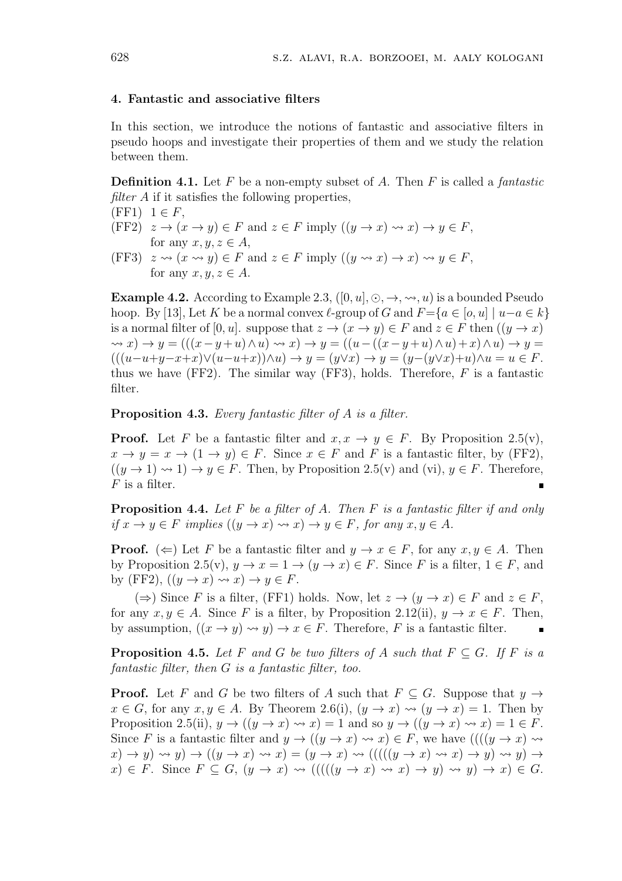### 4. Fantastic and associative filters

In this section, we introduce the notions of fantastic and associative filters in pseudo hoops and investigate their properties of them and we study the relation between them.

**Definition 4.1.** Let $F$ be a non-empty subset of $A$. Then $F$ is called a *fantastic filter A* if it satisfies the following properties,

(FF1) $1 \in F$,

(FF2) $z \to (x \to y) \in F$ and $z \in F$ imply $((y \to x) \rightsquigarrow x) \to y \in F$, for any $x, y, z \in A$,

(FF3) $z \rightsquigarrow (x \rightsquigarrow y) \in F$ and $z \in F$ imply $((y \rightsquigarrow x) \to x) \rightsquigarrow y \in F$, for any $x, y, z \in A$.

**Example 4.2.** According to Example 2.3, $([0, u], \odot, \to, \rightsquigarrow, u)$ is a bounded Pseudo hoop. By [13], Let $K$ be a normal convex $\ell$-group of $G$ and $F=\{a \in [o, u] \mid u-a \in k\}$ is a normal filter of $[0, u]$. suppose that $z \to (x \to y) \in F$ and $z \in F$ then $((y \to x) \rightsquigarrow x) \to y = (((x-y+u) \wedge u) \rightsquigarrow x) \to y = ((u-((x-y+u) \wedge u)+x) \wedge u) \to y = (((u-u+y-x+x) \vee (u-u+x)) \wedge u) \to y = (y \vee x) \to y = (y-(y \vee x)+u) \wedge u = u \in F$. thus we have (FF2). The similar way (FF3), holds. Therefore, $F$ is a fantastic filter.

**Proposition 4.3.** *Every fantastic filter of $A$ is a filter.*

**Proof.** Let $F$ be a fantastic filter and $x, x \to y \in F$. By Proposition 2.5(v), $x \to y = x \to (1 \to y) \in F$. Since $x \in F$ and $F$ is a fantastic filter, by (FF2), $((y \to 1) \rightsquigarrow 1) \to y \in F$. Then, by Proposition 2.5(v) and (vi), $y \in F$. Therefore, $F$ is a filter. ∎

**Proposition 4.4.** *Let $F$ be a filter of $A$. Then $F$ is a fantastic filter if and only if $x \to y \in F$ implies $((y \to x) \rightsquigarrow x) \to y \in F$, for any $x, y \in A$.*

**Proof.** ($\Leftarrow$) Let $F$ be a fantastic filter and $y \to x \in F$, for any $x, y \in A$. Then by Proposition 2.5(v), $y \to x = 1 \to (y \to x) \in F$. Since $F$ is a filter, $1 \in F$, and by (FF2), $((y \to x) \rightsquigarrow x) \to y \in F$.

($\Rightarrow$) Since $F$ is a filter, (FF1) holds. Now, let $z \to (y \to x) \in F$ and $z \in F$, for any $x, y \in A$. Since $F$ is a filter, by Proposition 2.12(ii), $y \to x \in F$. Then, by assumption, $((x \to y) \rightsquigarrow y) \to x \in F$. Therefore, $F$ is a fantastic filter. ∎

**Proposition 4.5.** *Let $F$ and $G$ be two filters of $A$ such that $F \subseteq G$. If $F$ is a fantastic filter, then $G$ is a fantastic filter, too.*

**Proof.** Let $F$ and $G$ be two filters of $A$ such that $F \subseteq G$. Suppose that $y \to x \in G$, for any $x, y \in A$. By Theorem 2.6(i), $(y \to x) \rightsquigarrow (y \to x) = 1$. Then by Proposition 2.5(ii), $y \to ((y \to x) \rightsquigarrow x) = 1$ and so $y \to ((y \to x) \rightsquigarrow x) = 1 \in F$. Since $F$ is a fantastic filter and $y \to ((y \to x) \rightsquigarrow x) \in F$, we have $((((y \to x) \rightsquigarrow x) \to y) \rightsquigarrow y) \to ((y \to x) \rightsquigarrow x) = (y \to x) \rightsquigarrow (((((y \to x) \rightsquigarrow x) \to y) \rightsquigarrow y) \to x) \in F$. Since $F \subseteq G$, $(y \to x) \rightsquigarrow (((((y \to x) \rightsquigarrow x) \to y) \rightsquigarrow y) \to x) \in G$.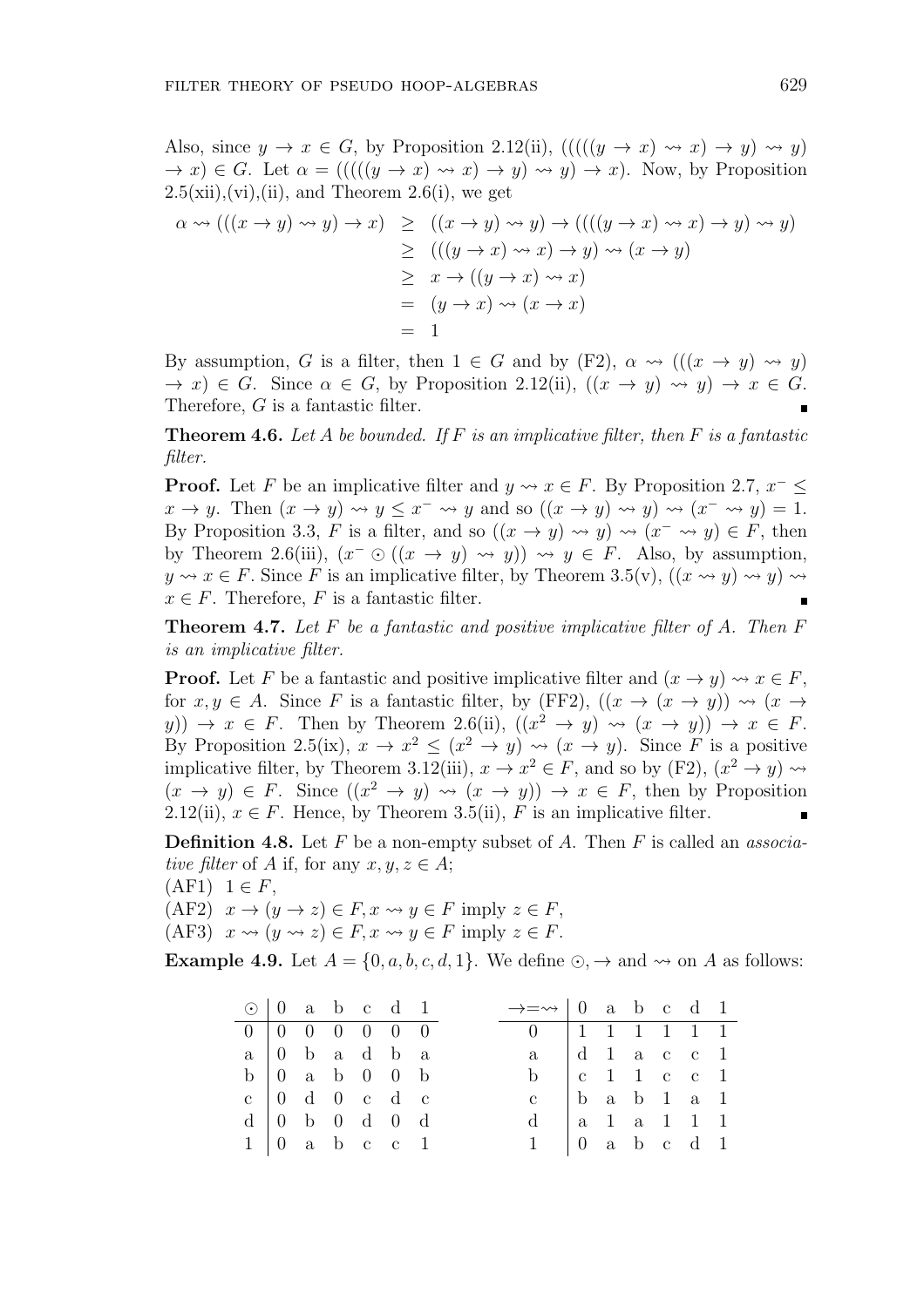Also, since $y \to x \in G$, by Proposition 2.12(ii), $(((((y \to x) \rightsquigarrow x) \to y) \rightsquigarrow y) \to x) \in G$. Let $\alpha = (((((y \to x) \rightsquigarrow x) \to y) \rightsquigarrow y) \to x)$. Now, by Proposition 2.5(xii),(vi),(ii), and Theorem 2.6(i), we get

$$
\begin{aligned}
\alpha \rightsquigarrow (((x \to y) \rightsquigarrow y) \to x) &\geq ((x \to y) \rightsquigarrow y) \to ((((y \to x) \rightsquigarrow x) \to y) \rightsquigarrow y) \\
&\geq (((y \to x) \rightsquigarrow x) \to y) \rightsquigarrow (x \to y) \\
&\geq x \to ((y \to x) \rightsquigarrow x) \\
&= (y \to x) \rightsquigarrow (x \to x) \\
&= 1
\end{aligned}
$$

By assumption, $G$ is a filter, then $1 \in G$ and by (F2), $\alpha \rightsquigarrow (((x \to y) \rightsquigarrow y) \to x) \in G$. Since $\alpha \in G$, by Proposition 2.12(ii), $((x \to y) \rightsquigarrow y) \to x \in G$. Therefore, $G$ is a fantastic filter. ∎

**Theorem 4.6.** *Let $A$ be bounded. If $F$ is an implicative filter, then $F$ is a fantastic filter.*

**Proof.** Let $F$ be an implicative filter and $y \rightsquigarrow x \in F$. By Proposition 2.7, $x^- \leq x \to y$. Then $(x \to y) \rightsquigarrow y \leq x^- \rightsquigarrow y$ and so $((x \to y) \rightsquigarrow y) \rightsquigarrow (x^- \rightsquigarrow y) = 1$. By Proposition 3.3, $F$ is a filter, and so $((x \to y) \rightsquigarrow y) \rightsquigarrow (x^- \rightsquigarrow y) \in F$, then by Theorem 2.6(iii), $(x^- \odot ((x \to y) \rightsquigarrow y)) \rightsquigarrow y \in F$. Also, by assumption, $y \rightsquigarrow x \in F$. Since $F$ is an implicative filter, by Theorem 3.5(v), $((x \rightsquigarrow y) \rightsquigarrow y) \rightsquigarrow x \in F$. Therefore, $F$ is a fantastic filter. ∎

**Theorem 4.7.** *Let $F$ be a fantastic and positive implicative filter of $A$. Then $F$ is an implicative filter.*

**Proof.** Let $F$ be a fantastic and positive implicative filter and $(x \to y) \rightsquigarrow x \in F$, for $x, y \in A$. Since $F$ is a fantastic filter, by (FF2), $((x \to (x \to y)) \rightsquigarrow (x \to y)) \to x \in F$. Then by Theorem 2.6(ii), $((x^2 \to y) \rightsquigarrow (x \to y)) \to x \in F$. By Proposition 2.5(ix), $x \to x^2 \leq (x^2 \to y) \rightsquigarrow (x \to y)$. Since $F$ is a positive implicative filter, by Theorem 3.12(iii), $x \to x^2 \in F$, and so by (F2), $(x^2 \to y) \rightsquigarrow (x \to y) \in F$. Since $((x^2 \to y) \rightsquigarrow (x \to y)) \to x \in F$, then by Proposition 2.12(ii), $x \in F$. Hence, by Theorem 3.5(ii), $F$ is an implicative filter. ∎

**Definition 4.8.** Let $F$ be a non-empty subset of $A$. Then $F$ is called an *associative filter* of $A$ if, for any $x, y, z \in A$;

(AF1) $1 \in F$,

(AF2) $x \to (y \to z) \in F, x \rightsquigarrow y \in F$ imply $z \in F$,

(AF3) $x \rightsquigarrow (y \rightsquigarrow z) \in F, x \rightsquigarrow y \in F$ imply $z \in F$.

**Example 4.9.** Let $A = \{0, a, b, c, d, 1\}$. We define $\odot, \to$ and $\rightsquigarrow$ on $A$ as follows:

| $\odot$ | 0 | a | b | c | d | 1 |
|---|---|---|---|---|---|---|
| 0 | 0 | 0 | 0 | 0 | 0 | 0 |
| a | 0 | b | a | d | b | a |
| b | 0 | a | b | 0 | 0 | b |
| c | 0 | d | 0 | c | d | c |
| d | 0 | b | 0 | d | 0 | d |
| 1 | 0 | a | b | c | c | 1 |

| $\to = \rightsquigarrow$ | 0 | a | b | c | d | 1 |
|---|---|---|---|---|---|---|
| 0 | 1 | 1 | 1 | 1 | 1 | 1 |
| a | d | 1 | a | c | c | 1 |
| b | c | 1 | 1 | c | c | 1 |
| c | b | a | b | 1 | a | 1 |
| d | a | 1 | a | 1 | 1 | 1 |
| 1 | 0 | a | b | c | d | 1 |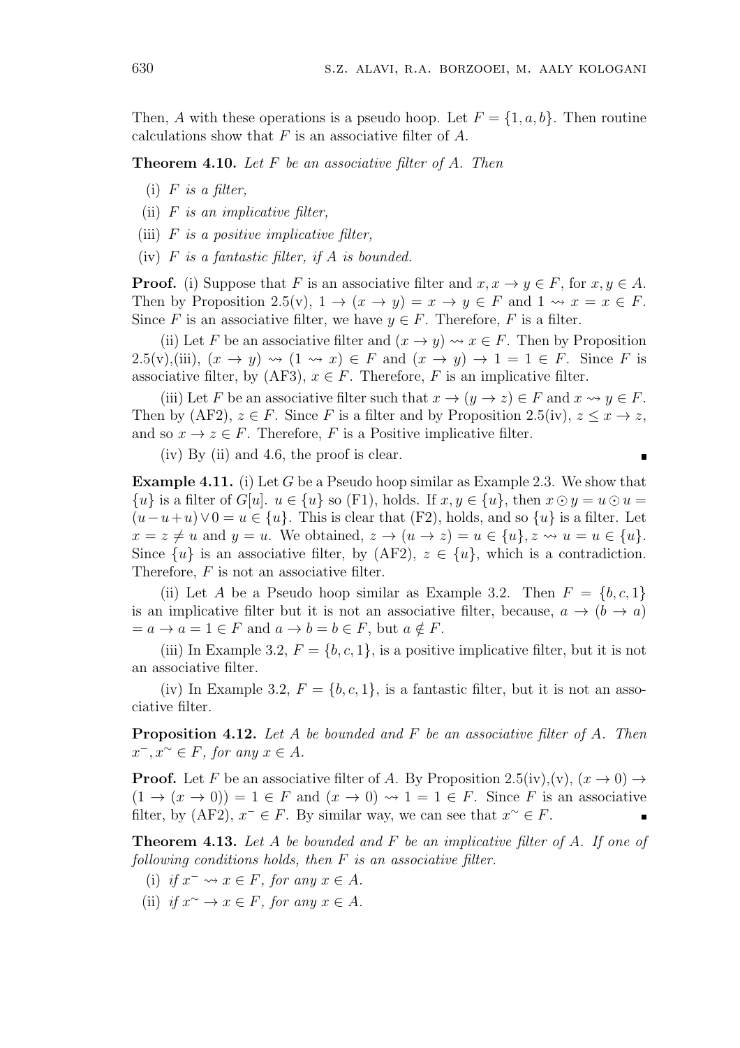Then, $A$ with these operations is a pseudo hoop. Let $F = \{1, a, b\}$. Then routine calculations show that $F$ is an associative filter of $A$.

**Theorem 4.10.** *Let $F$ be an associative filter of $A$. Then*

(i) *$F$ is a filter,*

(ii) *$F$ is an implicative filter,*

(iii) *$F$ is a positive implicative filter,*

(iv) *$F$ is a fantastic filter, if $A$ is bounded.*

**Proof.** (i) Suppose that $F$ is an associative filter and $x, x \to y \in F$, for $x, y \in A$. Then by Proposition 2.5(v), $1 \to (x \to y) = x \to y \in F$ and $1 \rightsquigarrow x = x \in F$. Since $F$ is an associative filter, we have $y \in F$. Therefore, $F$ is a filter.

(ii) Let $F$ be an associative filter and $(x \to y) \rightsquigarrow x \in F$. Then by Proposition 2.5(v),(iii), $(x \to y) \rightsquigarrow (1 \rightsquigarrow x) \in F$ and $(x \to y) \to 1 = 1 \in F$. Since $F$ is associative filter, by (AF3), $x \in F$. Therefore, $F$ is an implicative filter.

(iii) Let $F$ be an associative filter such that $x \to (y \to z) \in F$ and $x \rightsquigarrow y \in F$. Then by (AF2), $z \in F$. Since $F$ is a filter and by Proposition 2.5(iv), $z \leq x \to z$, and so $x \to z \in F$. Therefore, $F$ is a Positive implicative filter.

(iv) By (ii) and 4.6, the proof is clear. ∎

**Example 4.11.** (i) Let $G$ be a Pseudo hoop similar as Example 2.3. We show that $\{u\}$ is a filter of $G[u]$. $u \in \{u\}$ so (F1), holds. If $x, y \in \{u\}$, then $x \odot y = u \odot u = (u - u + u) \vee 0 = u \in \{u\}$. This is clear that (F2), holds, and so $\{u\}$ is a filter. Let $x = z \neq u$ and $y = u$. We obtained, $z \to (u \to z) = u \in \{u\}, z \rightsquigarrow u = u \in \{u\}$. Since $\{u\}$ is an associative filter, by (AF2), $z \in \{u\}$, which is a contradiction. Therefore, $F$ is not an associative filter.

(ii) Let $A$ be a Pseudo hoop similar as Example 3.2. Then $F = \{b, c, 1\}$ is an implicative filter but it is not an associative filter, because, $a \to (b \to a) = a \to a = 1 \in F$ and $a \to b = b \in F$, but $a \notin F$.

(iii) In Example 3.2, $F = \{b, c, 1\}$, is a positive implicative filter, but it is not an associative filter.

(iv) In Example 3.2, $F = \{b, c, 1\}$, is a fantastic filter, but it is not an associative filter.

**Proposition 4.12.** *Let $A$ be bounded and $F$ be an associative filter of $A$. Then $x^-, x^\sim \in F$, for any $x \in A$.*

**Proof.** Let $F$ be an associative filter of $A$. By Proposition 2.5(iv),(v), $(x \to 0) \to (1 \to (x \to 0)) = 1 \in F$ and $(x \to 0) \rightsquigarrow 1 = 1 \in F$. Since $F$ is an associative filter, by (AF2), $x^- \in F$. By similar way, we can see that $x^\sim \in F$. ∎

**Theorem 4.13.** *Let $A$ be bounded and $F$ be an implicative filter of $A$. If one of following conditions holds, then $F$ is an associative filter.*

(i) *if $x^- \rightsquigarrow x \in F$, for any $x \in A$.*

(ii) *if $x^\sim \to x \in F$, for any $x \in A$.*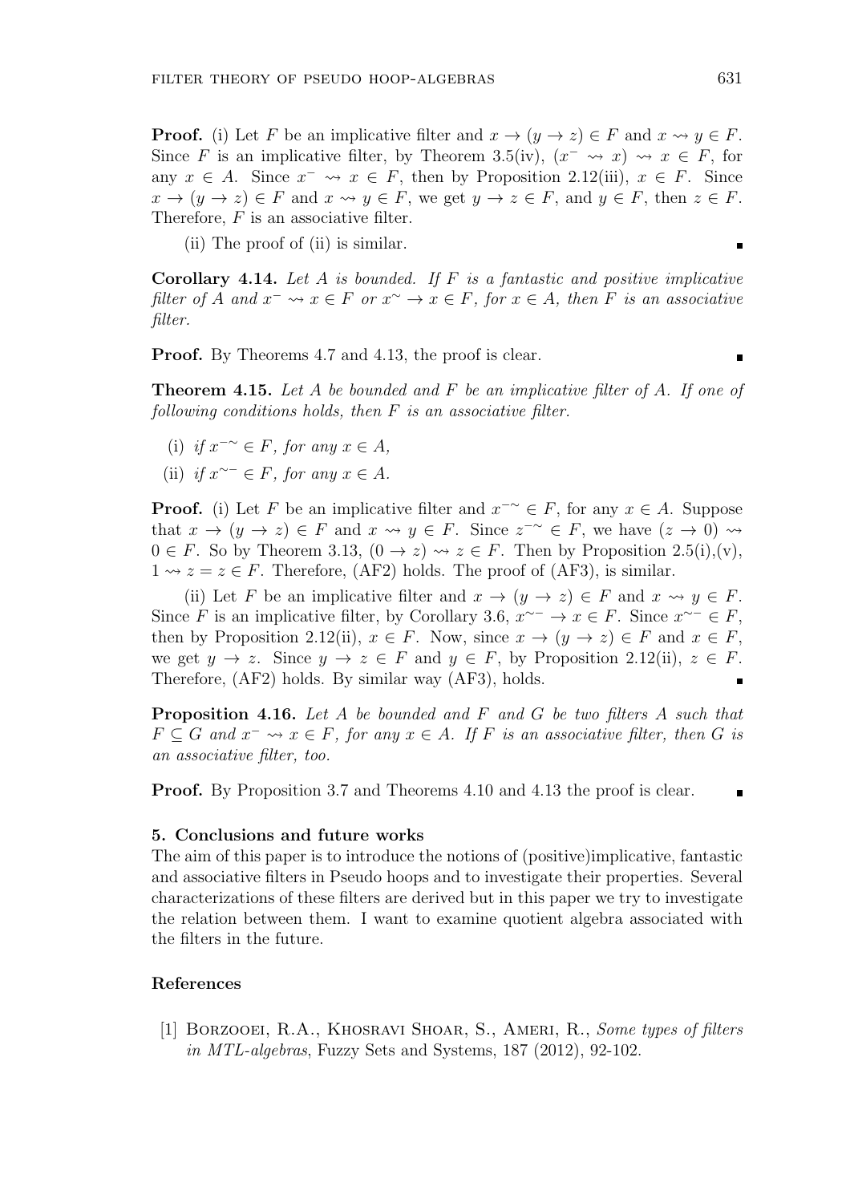**Proof.** (i) Let $F$ be an implicative filter and $x \to (y \to z) \in F$ and $x \rightsquigarrow y \in F$. Since $F$ is an implicative filter, by Theorem 3.5(iv), $(x^- \rightsquigarrow x) \rightsquigarrow x \in F$, for any $x \in A$. Since $x^- \rightsquigarrow x \in F$, then by Proposition 2.12(iii), $x \in F$. Since $x \to (y \to z) \in F$ and $x \rightsquigarrow y \in F$, we get $y \to z \in F$, and $y \in F$, then $z \in F$. Therefore, $F$ is an associative filter.

(ii) The proof of (ii) is similar. ∎

**Corollary 4.14.** *Let $A$ is bounded. If $F$ is a fantastic and positive implicative filter of $A$ and $x^- \rightsquigarrow x \in F$ or $x^\sim \to x \in F$, for $x \in A$, then $F$ is an associative filter.*

**Proof.** By Theorems 4.7 and 4.13, the proof is clear. ∎

**Theorem 4.15.** *Let $A$ be bounded and $F$ be an implicative filter of $A$. If one of following conditions holds, then $F$ is an associative filter.*

(i) *if $x^{-\sim} \in F$, for any $x \in A$,*

(ii) *if $x^{\sim-} \in F$, for any $x \in A$.*

**Proof.** (i) Let $F$ be an implicative filter and $x^{-\sim} \in F$, for any $x \in A$. Suppose that $x \to (y \to z) \in F$ and $x \rightsquigarrow y \in F$. Since $z^{-\sim} \in F$, we have $(z \to 0) \rightsquigarrow 0 \in F$. So by Theorem 3.13, $(0 \to z) \rightsquigarrow z \in F$. Then by Proposition 2.5(i),(v), $1 \rightsquigarrow z = z \in F$. Therefore, (AF2) holds. The proof of (AF3), is similar.

(ii) Let $F$ be an implicative filter and $x \to (y \to z) \in F$ and $x \rightsquigarrow y \in F$. Since $F$ is an implicative filter, by Corollary 3.6, $x^{\sim-} \to x \in F$. Since $x^{\sim-} \in F$, then by Proposition 2.12(ii), $x \in F$. Now, since $x \to (y \to z) \in F$ and $x \in F$, we get $y \to z$. Since $y \to z \in F$ and $y \in F$, by Proposition 2.12(ii), $z \in F$. Therefore, (AF2) holds. By similar way (AF3), holds. ∎

**Proposition 4.16.** *Let $A$ be bounded and $F$ and $G$ be two filters $A$ such that $F \subseteq G$ and $x^- \rightsquigarrow x \in F$, for any $x \in A$. If $F$ is an associative filter, then $G$ is an associative filter, too.*

**Proof.** By Proposition 3.7 and Theorems 4.10 and 4.13 the proof is clear. ∎

### 5. Conclusions and future works

The aim of this paper is to introduce the notions of (positive)implicative, fantastic and associative filters in Pseudo hoops and to investigate their properties. Several characterizations of these filters are derived but in this paper we try to investigate the relation between them. I want to examine quotient algebra associated with the filters in the future.

### References

[1] Borzooei, R.A., Khosravi Shoar, S., Ameri, R., *Some types of filters in MTL-algebras*, Fuzzy Sets and Systems, 187 (2012), 92-102.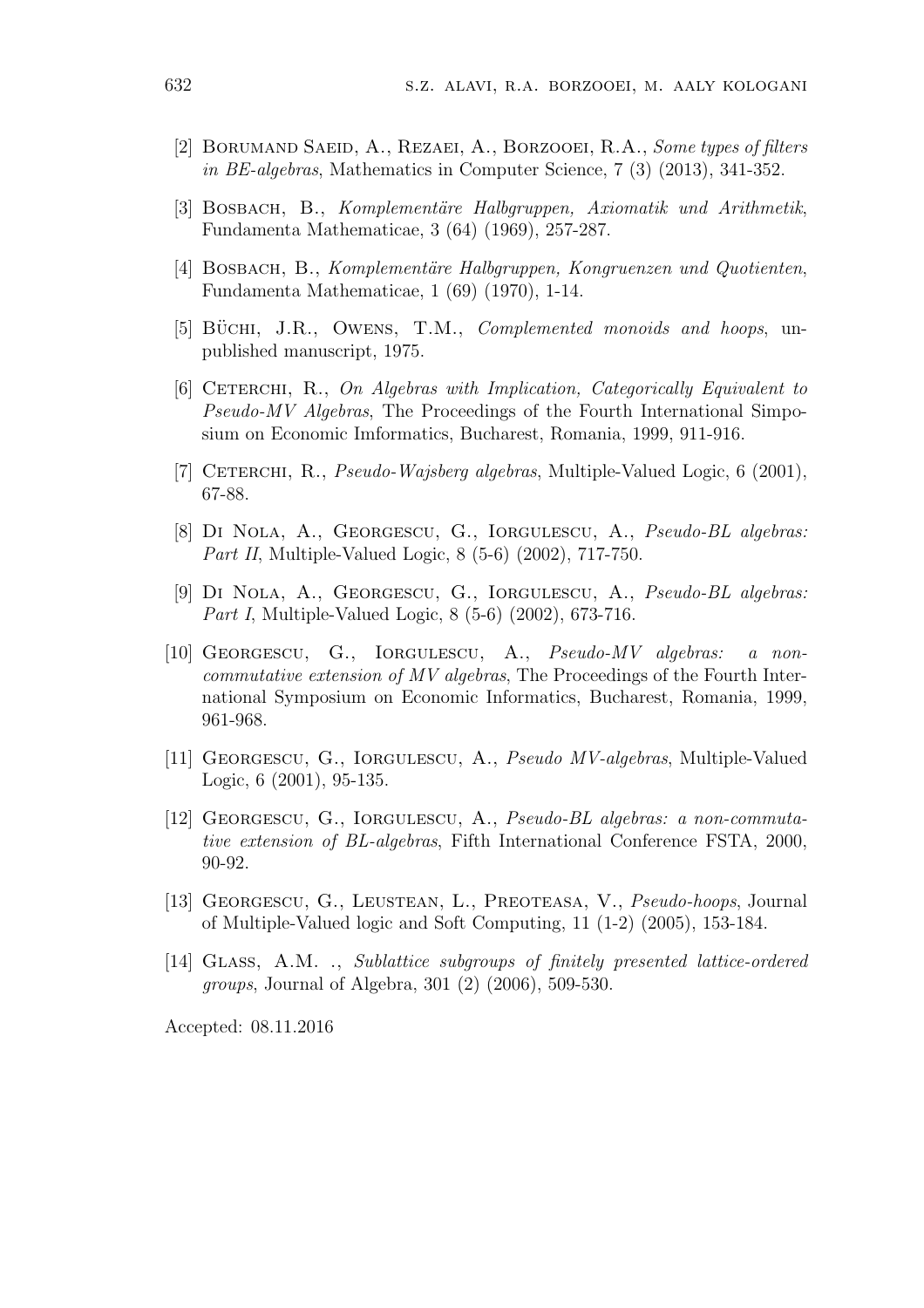[2] Borumand Saeid, A., Rezaei, A., Borzooei, R.A., *Some types of filters in BE-algebras*, Mathematics in Computer Science, 7 (3) (2013), 341-352.

[3] Bosbach, B., *Komplementäre Halbgruppen, Axiomatik und Arithmetik*, Fundamenta Mathematicae, 3 (64) (1969), 257-287.

[4] Bosbach, B., *Komplementäre Halbgruppen, Kongruenzen und Quotienten*, Fundamenta Mathematicae, 1 (69) (1970), 1-14.

[5] Büchi, J.R., Owens, T.M., *Complemented monoids and hoops*, unpublished manuscript, 1975.

[6] Ceterchi, R., *On Algebras with Implication, Categorically Equivalent to Pseudo-MV Algebras*, The Proceedings of the Fourth International Simposium on Economic Imformatics, Bucharest, Romania, 1999, 911-916.

[7] Ceterchi, R., *Pseudo-Wajsberg algebras*, Multiple-Valued Logic, 6 (2001), 67-88.

[8] Di Nola, A., Georgescu, G., Iorgulescu, A., *Pseudo-BL algebras: Part II*, Multiple-Valued Logic, 8 (5-6) (2002), 717-750.

[9] Di Nola, A., Georgescu, G., Iorgulescu, A., *Pseudo-BL algebras: Part I*, Multiple-Valued Logic, 8 (5-6) (2002), 673-716.

[10] Georgescu, G., Iorgulescu, A., *Pseudo-MV algebras: a non-commutative extension of MV algebras*, The Proceedings of the Fourth International Symposium on Economic Informatics, Bucharest, Romania, 1999, 961-968.

[11] Georgescu, G., Iorgulescu, A., *Pseudo MV-algebras*, Multiple-Valued Logic, 6 (2001), 95-135.

[12] Georgescu, G., Iorgulescu, A., *Pseudo-BL algebras: a non-commutative extension of BL-algebras*, Fifth International Conference FSTA, 2000, 90-92.

[13] Georgescu, G., Leustean, L., Preoteasa, V., *Pseudo-hoops*, Journal of Multiple-Valued logic and Soft Computing, 11 (1-2) (2005), 153-184.

[14] Glass, A.M. ., *Sublattice subgroups of finitely presented lattice-ordered groups*, Journal of Algebra, 301 (2) (2006), 509-530.

Accepted: 08.11.2016